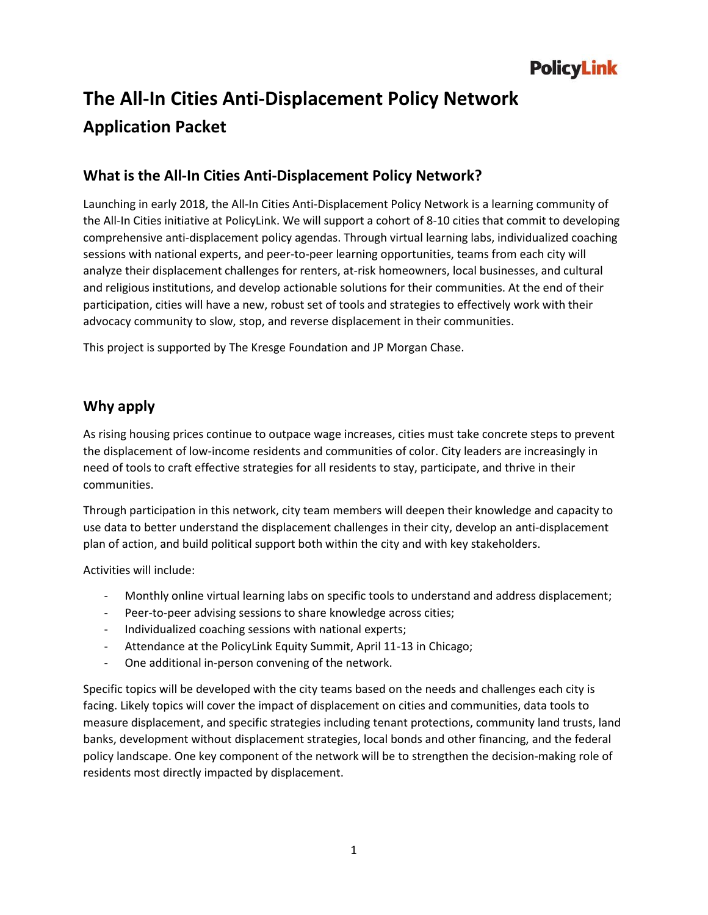PolicyLink

# The All-In Cities Anti-Displacement Policy Network

## Application Packet

### What is the All-In Cities Anti-Displacement Policy Network?

Launching in early 2018, the All-In Cities Anti-Displacement Policy Network is a learning community of the All-In Cities initiative at PolicyLink. We will support a cohort of 8-10 cities that commit to developing comprehensive anti-displacement policy agendas. Through virtual learning labs, individualized coaching sessions with national experts, and peer-to-peer learning opportunities, teams from each city will analyze their displacement challenges for renters, at-risk homeowners, local businesses, and cultural and religious institutions, and develop actionable solutions for their communities. At the end of their participation, cities will have a new, robust set of tools and strategies to effectively work with their advocacy community to slow, stop, and reverse displacement in their communities.

This project is supported by The Kresge Foundation and JP Morgan Chase.

### Why apply

As rising housing prices continue to outpace wage increases, cities must take concrete steps to prevent the displacement of low-income residents and communities of color. City leaders are increasingly in need of tools to craft effective strategies for all residents to stay, participate, and thrive in their communities.

Through participation in this network, city team members will deepen their knowledge and capacity to use data to better understand the displacement challenges in their city, develop an anti-displacement plan of action, and build political support both within the city and with key stakeholders.

Activities will include:

- Monthly online virtual learning labs on specific tools to understand and address displacement;
- Peer-to-peer advising sessions to share knowledge across cities;
- Individualized coaching sessions with national experts;
- Attendance at the PolicyLink Equity Summit, April 11-13 in Chicago;
- One additional in-person convening of the network.

Specific topics will be developed with the city teams based on the needs and challenges each city is facing. Likely topics will cover the impact of displacement on cities and communities, data tools to measure displacement, and specific strategies including tenant protections, community land trusts, land banks, development without displacement strategies, local bonds and other financing, and the federal policy landscape. One key component of the network will be to strengthen the decision-making role of residents most directly impacted by displacement.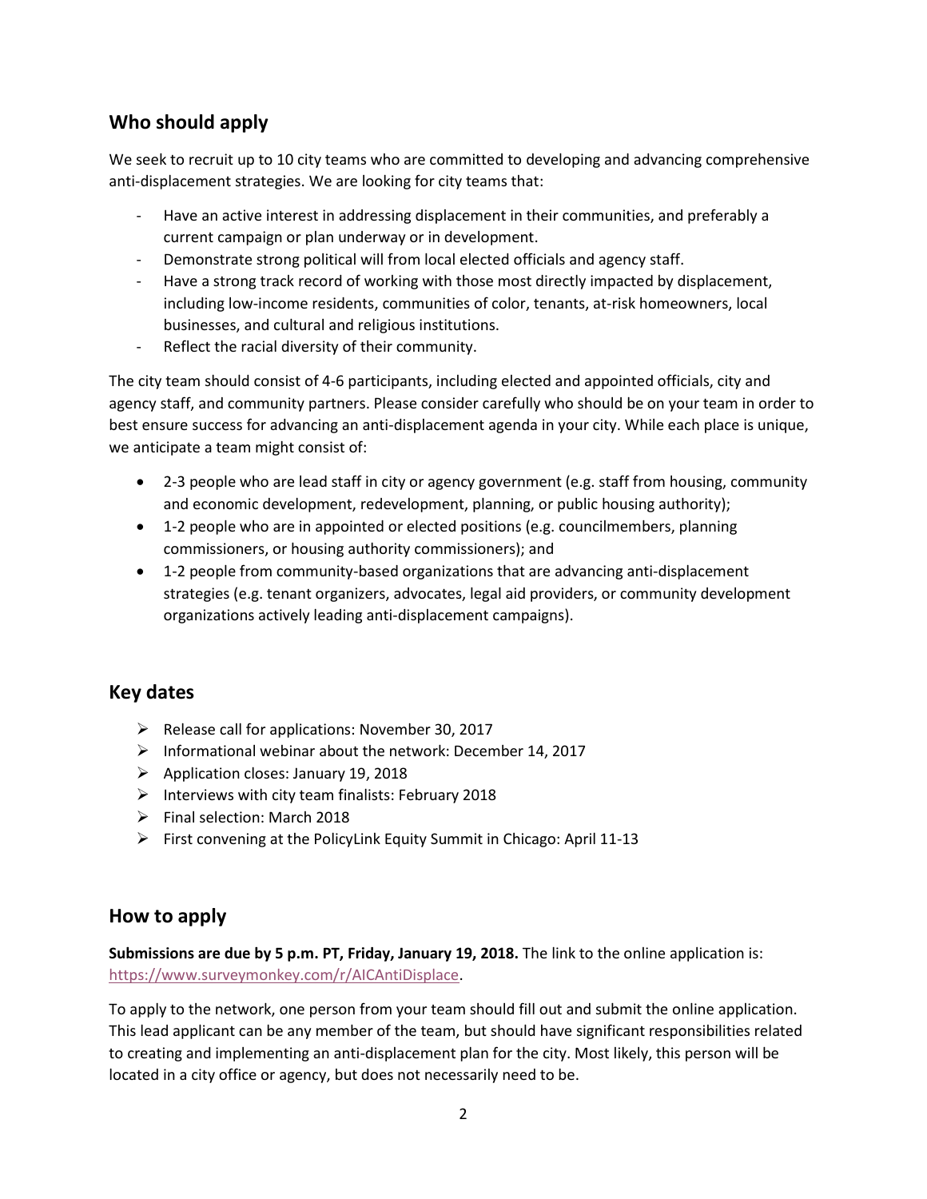## Who should apply

We seek to recruit up to 10 city teams who are committed to developing and advancing comprehensive anti-displacement strategies. We are looking for city teams that:

- Have an active interest in addressing displacement in their communities, and preferably a current campaign or plan underway or in development.
- Demonstrate strong political will from local elected officials and agency staff.
- Have a strong track record of working with those most directly impacted by displacement, including low-income residents, communities of color, tenants, at-risk homeowners, local businesses, and cultural and religious institutions.
- Reflect the racial diversity of their community.

The city team should consist of 4-6 participants, including elected and appointed officials, city and agency staff, and community partners. Please consider carefully who should be on your team in order to best ensure success for advancing an anti-displacement agenda in your city. While each place is unique, we anticipate a team might consist of:

- 2-3 people who are lead staff in city or agency government (e.g. staff from housing, community and economic development, redevelopment, planning, or public housing authority);
- 1-2 people who are in appointed or elected positions (e.g. councilmembers, planning commissioners, or housing authority commissioners); and
- 1-2 people from community-based organizations that are advancing anti-displacement strategies (e.g. tenant organizers, advocates, legal aid providers, or community development organizations actively leading anti-displacement campaigns).

## Key dates

- Release call for applications: November 30, 2017
- Informational webinar about the network: December 14, 2017
- Application closes: January 19, 2018
- Interviews with city team finalists: February 2018
- Final selection: March 2018
- First convening at the PolicyLink Equity Summit in Chicago: April 11-13

## How to apply

**Submissions are due by 5 p.m. PT, Friday, January 19, 2018.** The link to the online application is: https://www.surveymonkey.com/r/AICAntiDisplace.

To apply to the network, one person from your team should fill out and submit the online application. This lead applicant can be any member of the team, but should have significant responsibilities related to creating and implementing an anti-displacement plan for the city. Most likely, this person will be located in a city office or agency, but does not necessarily need to be.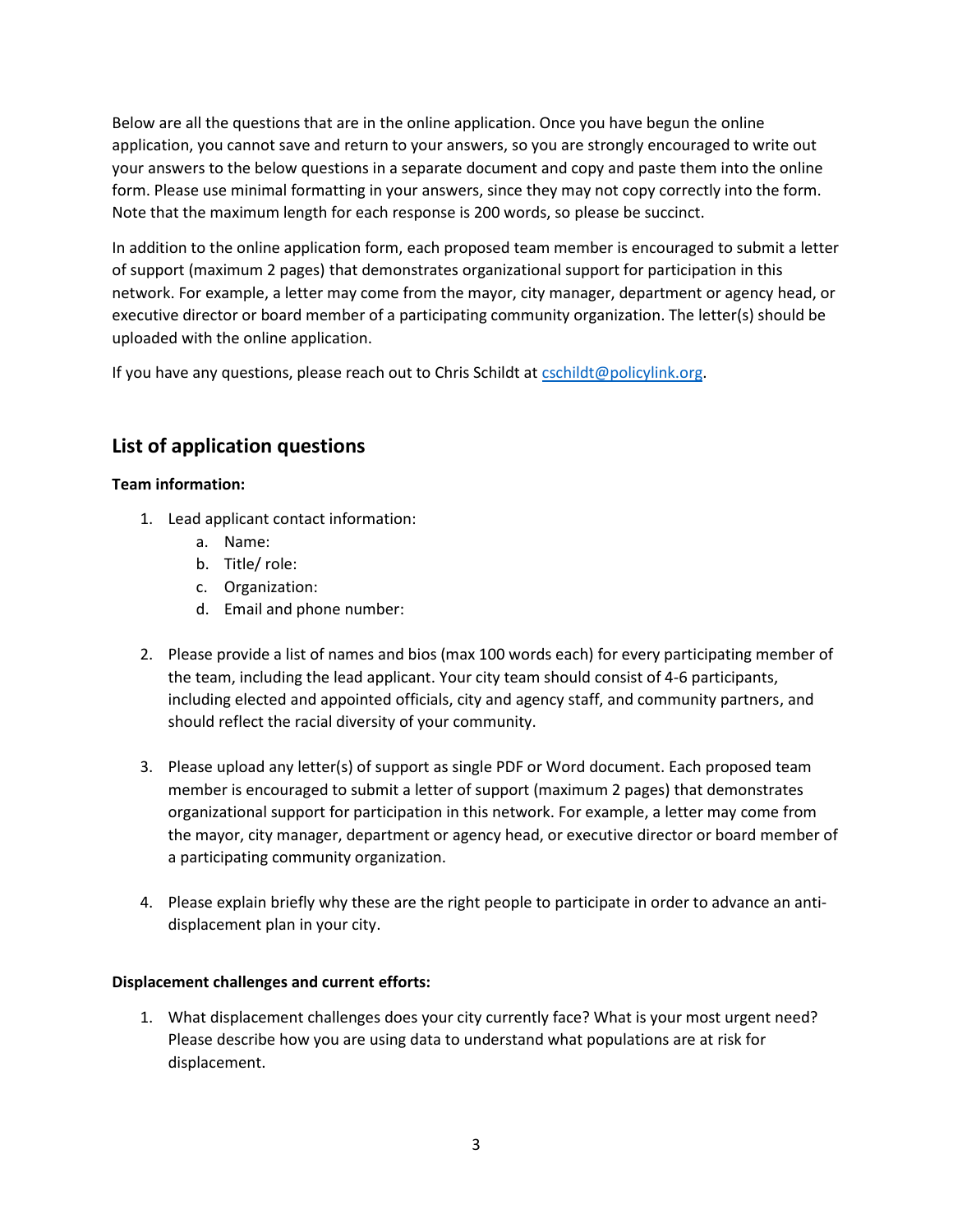Below are all the questions that are in the online application. Once you have begun the online application, you cannot save and return to your answers, so you are strongly encouraged to write out your answers to the below questions in a separate document and copy and paste them into the online form. Please use minimal formatting in your answers, since they may not copy correctly into the form. Note that the maximum length for each response is 200 words, so please be succinct.

In addition to the online application form, each proposed team member is encouraged to submit a letter of support (maximum 2 pages) that demonstrates organizational support for participation in this network. For example, a letter may come from the mayor, city manager, department or agency head, or executive director or board member of a participating community organization. The letter(s) should be uploaded with the online application.

If you have any questions, please reach out to Chris Schildt at cschildt@policylink.org.

## List of application questions

**Team information:**

1. Lead applicant contact information:
   a. Name:
   b. Title/ role:
   c. Organization:
   d. Email and phone number:

2. Please provide a list of names and bios (max 100 words each) for every participating member of the team, including the lead applicant. Your city team should consist of 4-6 participants, including elected and appointed officials, city and agency staff, and community partners, and should reflect the racial diversity of your community.

3. Please upload any letter(s) of support as single PDF or Word document. Each proposed team member is encouraged to submit a letter of support (maximum 2 pages) that demonstrates organizational support for participation in this network. For example, a letter may come from the mayor, city manager, department or agency head, or executive director or board member of a participating community organization.

4. Please explain briefly why these are the right people to participate in order to advance an anti-displacement plan in your city.

**Displacement challenges and current efforts:**

1. What displacement challenges does your city currently face? What is your most urgent need? Please describe how you are using data to understand what populations are at risk for displacement.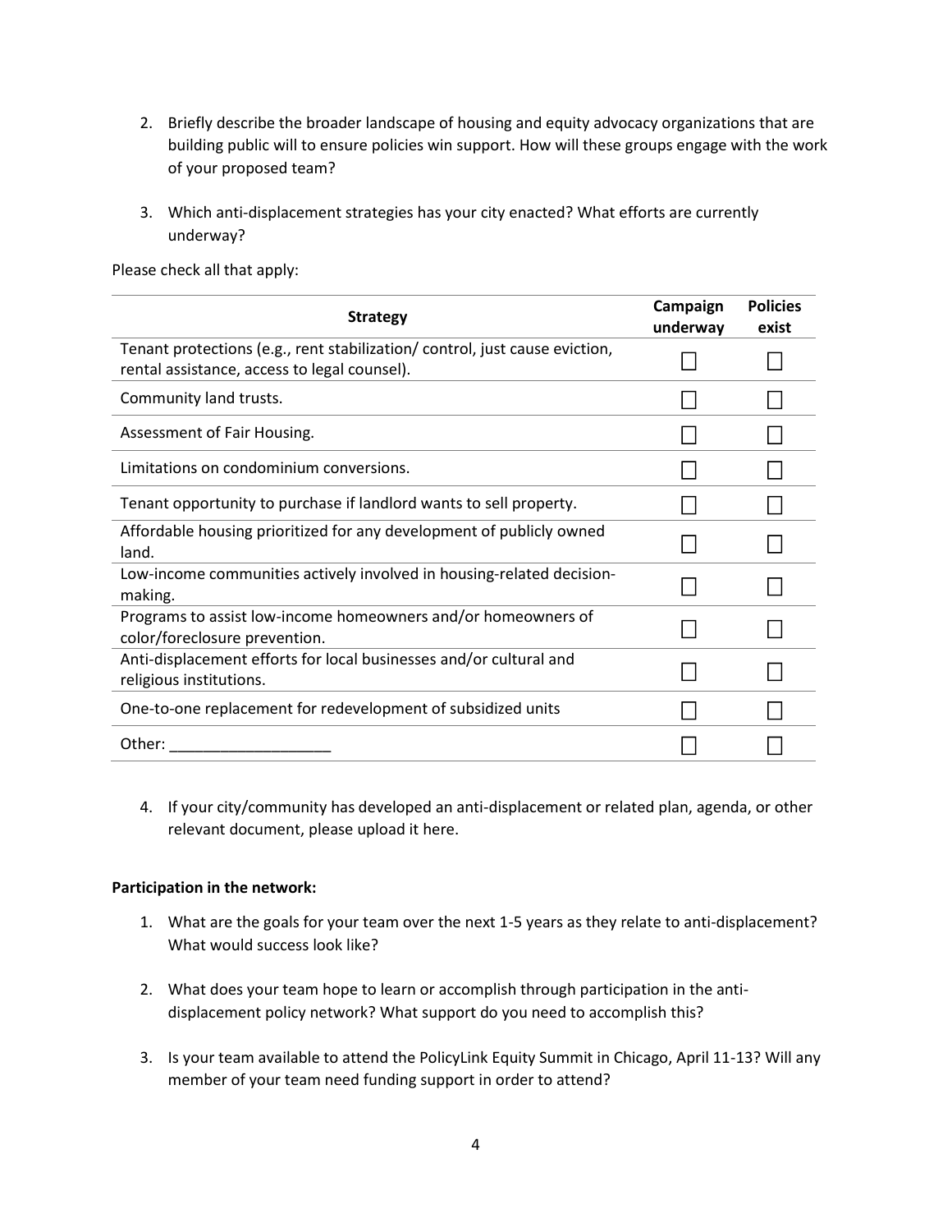2. Briefly describe the broader landscape of housing and equity advocacy organizations that are building public will to ensure policies win support. How will these groups engage with the work of your proposed team?

3. Which anti-displacement strategies has your city enacted? What efforts are currently underway?

Please check all that apply:

| Strategy | Campaign underway | Policies exist |
|---|---|---|
| Tenant protections (e.g., rent stabilization/ control, just cause eviction, rental assistance, access to legal counsel). | ☐ | ☐ |
| Community land trusts. | ☐ | ☐ |
| Assessment of Fair Housing. | ☐ | ☐ |
| Limitations on condominium conversions. | ☐ | ☐ |
| Tenant opportunity to purchase if landlord wants to sell property. | ☐ | ☐ |
| Affordable housing prioritized for any development of publicly owned land. | ☐ | ☐ |
| Low-income communities actively involved in housing-related decision-making. | ☐ | ☐ |
| Programs to assist low-income homeowners and/or homeowners of color/foreclosure prevention. | ☐ | ☐ |
| Anti-displacement efforts for local businesses and/or cultural and religious institutions. | ☐ | ☐ |
| One-to-one replacement for redevelopment of subsidized units | ☐ | ☐ |
| Other: ___________________ | ☐ | ☐ |

4. If your city/community has developed an anti-displacement or related plan, agenda, or other relevant document, please upload it here.

**Participation in the network:**

1. What are the goals for your team over the next 1-5 years as they relate to anti-displacement? What would success look like?

2. What does your team hope to learn or accomplish through participation in the anti-displacement policy network? What support do you need to accomplish this?

3. Is your team available to attend the PolicyLink Equity Summit in Chicago, April 11-13? Will any member of your team need funding support in order to attend?